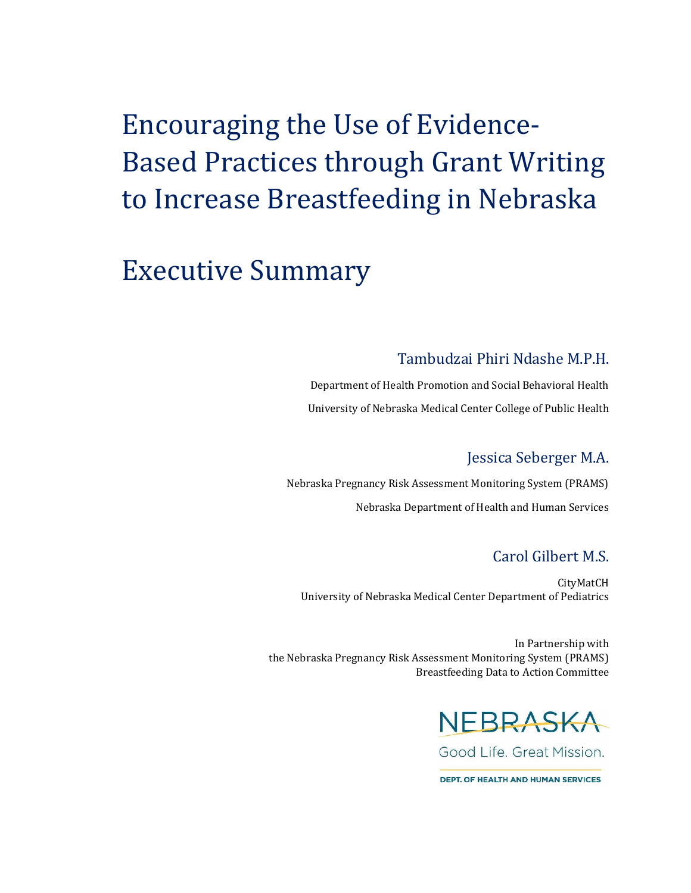# Encouraging the Use of Evidence-Based Practices through Grant Writing to Increase Breastfeeding in Nebraska

# Executive Summary

Tambudzai Phiri Ndashe M.P.H.

Department of Health Promotion and Social Behavioral Health

University of Nebraska Medical Center College of Public Health

Jessica Seberger M.A.

Nebraska Pregnancy Risk Assessment Monitoring System (PRAMS)

Nebraska Department of Health and Human Services

Carol Gilbert M.S.

CityMatCH
University of Nebraska Medical Center Department of Pediatrics

In Partnership with
the Nebraska Pregnancy Risk Assessment Monitoring System (PRAMS)
Breastfeeding Data to Action Committee

NEBRASKA

Good Life. Great Mission.

DEPT. OF HEALTH AND HUMAN SERVICES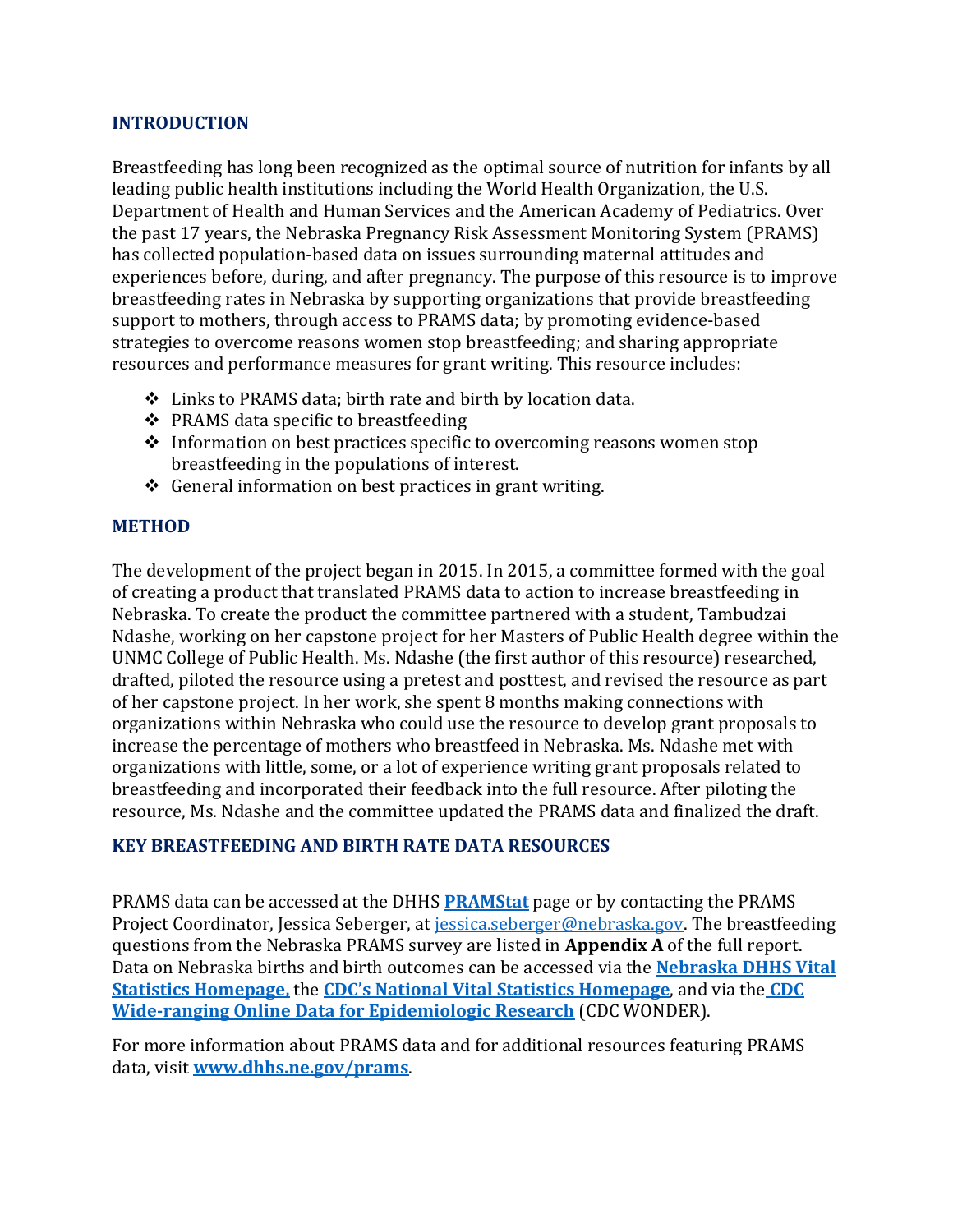## INTRODUCTION

Breastfeeding has long been recognized as the optimal source of nutrition for infants by all leading public health institutions including the World Health Organization, the U.S. Department of Health and Human Services and the American Academy of Pediatrics. Over the past 17 years, the Nebraska Pregnancy Risk Assessment Monitoring System (PRAMS) has collected population-based data on issues surrounding maternal attitudes and experiences before, during, and after pregnancy. The purpose of this resource is to improve breastfeeding rates in Nebraska by supporting organizations that provide breastfeeding support to mothers, through access to PRAMS data; by promoting evidence-based strategies to overcome reasons women stop breastfeeding; and sharing appropriate resources and performance measures for grant writing. This resource includes:

- Links to PRAMS data; birth rate and birth by location data.
- PRAMS data specific to breastfeeding
- Information on best practices specific to overcoming reasons women stop breastfeeding in the populations of interest.
- General information on best practices in grant writing.

## METHOD

The development of the project began in 2015. In 2015, a committee formed with the goal of creating a product that translated PRAMS data to action to increase breastfeeding in Nebraska. To create the product the committee partnered with a student, Tambudzai Ndashe, working on her capstone project for her Masters of Public Health degree within the UNMC College of Public Health. Ms. Ndashe (the first author of this resource) researched, drafted, piloted the resource using a pretest and posttest, and revised the resource as part of her capstone project. In her work, she spent 8 months making connections with organizations within Nebraska who could use the resource to develop grant proposals to increase the percentage of mothers who breastfeed in Nebraska. Ms. Ndashe met with organizations with little, some, or a lot of experience writing grant proposals related to breastfeeding and incorporated their feedback into the full resource. After piloting the resource, Ms. Ndashe and the committee updated the PRAMS data and finalized the draft.

## KEY BREASTFEEDING AND BIRTH RATE DATA RESOURCES

PRAMS data can be accessed at the DHHS **PRAMStat** page or by contacting the PRAMS Project Coordinator, Jessica Seberger, at jessica.seberger@nebraska.gov. The breastfeeding questions from the Nebraska PRAMS survey are listed in **Appendix A** of the full report. Data on Nebraska births and birth outcomes can be accessed via the **Nebraska DHHS Vital Statistics Homepage,** the **CDC's National Vital Statistics Homepage**, and via the **CDC Wide-ranging Online Data for Epidemiologic Research** (CDC WONDER).

For more information about PRAMS data and for additional resources featuring PRAMS data, visit **www.dhhs.ne.gov/prams**.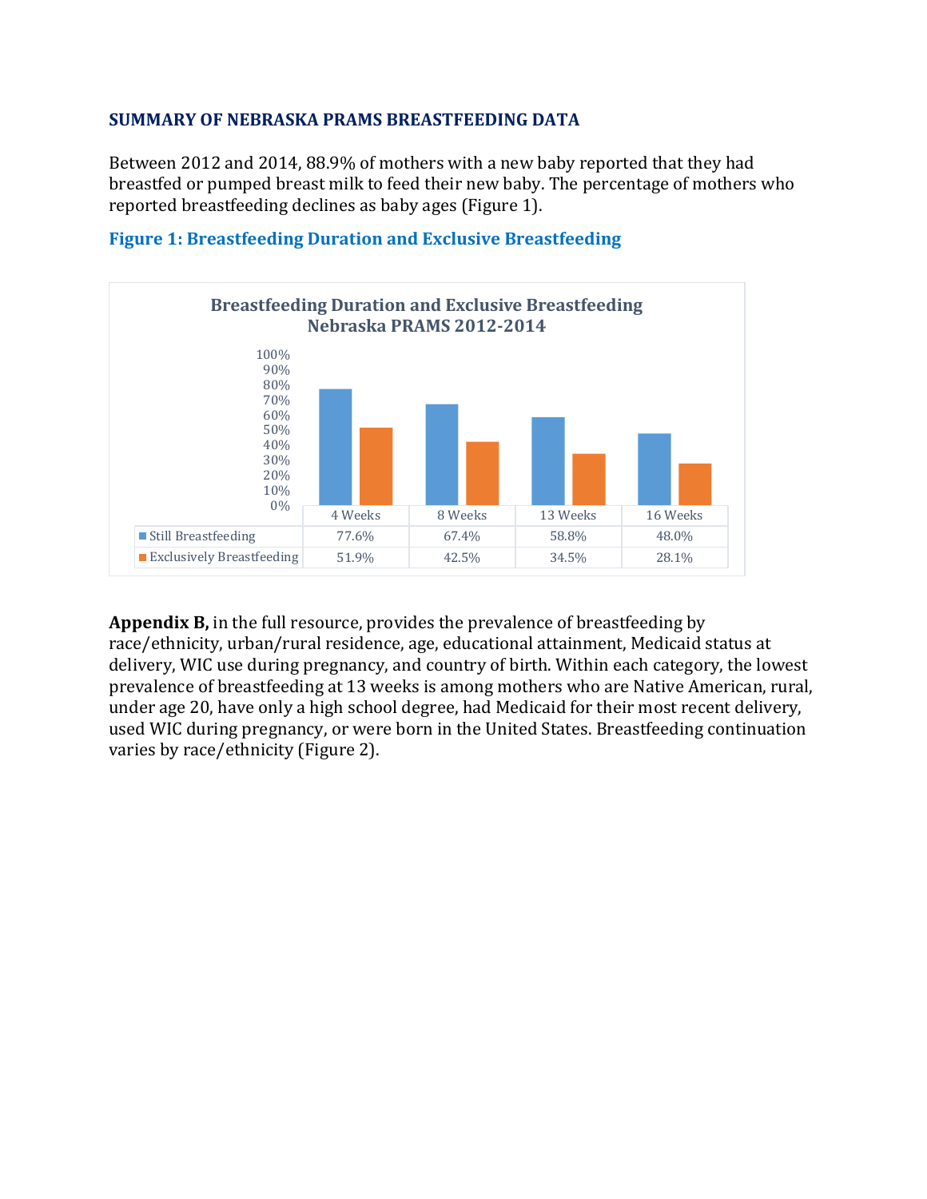## SUMMARY OF NEBRASKA PRAMS BREASTFEEDING DATA

Between 2012 and 2014, 88.9% of mothers with a new baby reported that they had breastfed or pumped breast milk to feed their new baby. The percentage of mothers who reported breastfeeding declines as baby ages (Figure 1).

### Figure 1: Breastfeeding Duration and Exclusive Breastfeeding

**Breastfeeding Duration and Exclusive Breastfeeding Nebraska PRAMS 2012-2014**

| | 4 Weeks | 8 Weeks | 13 Weeks | 16 Weeks |
|---|---|---|---|---|
| Still Breastfeeding | 77.6% | 67.4% | 58.8% | 48.0% |
| Exclusively Breastfeeding | 51.9% | 42.5% | 34.5% | 28.1% |

**Appendix B,** in the full resource, provides the prevalence of breastfeeding by race/ethnicity, urban/rural residence, age, educational attainment, Medicaid status at delivery, WIC use during pregnancy, and country of birth. Within each category, the lowest prevalence of breastfeeding at 13 weeks is among mothers who are Native American, rural, under age 20, have only a high school degree, had Medicaid for their most recent delivery, used WIC during pregnancy, or were born in the United States. Breastfeeding continuation varies by race/ethnicity (Figure 2).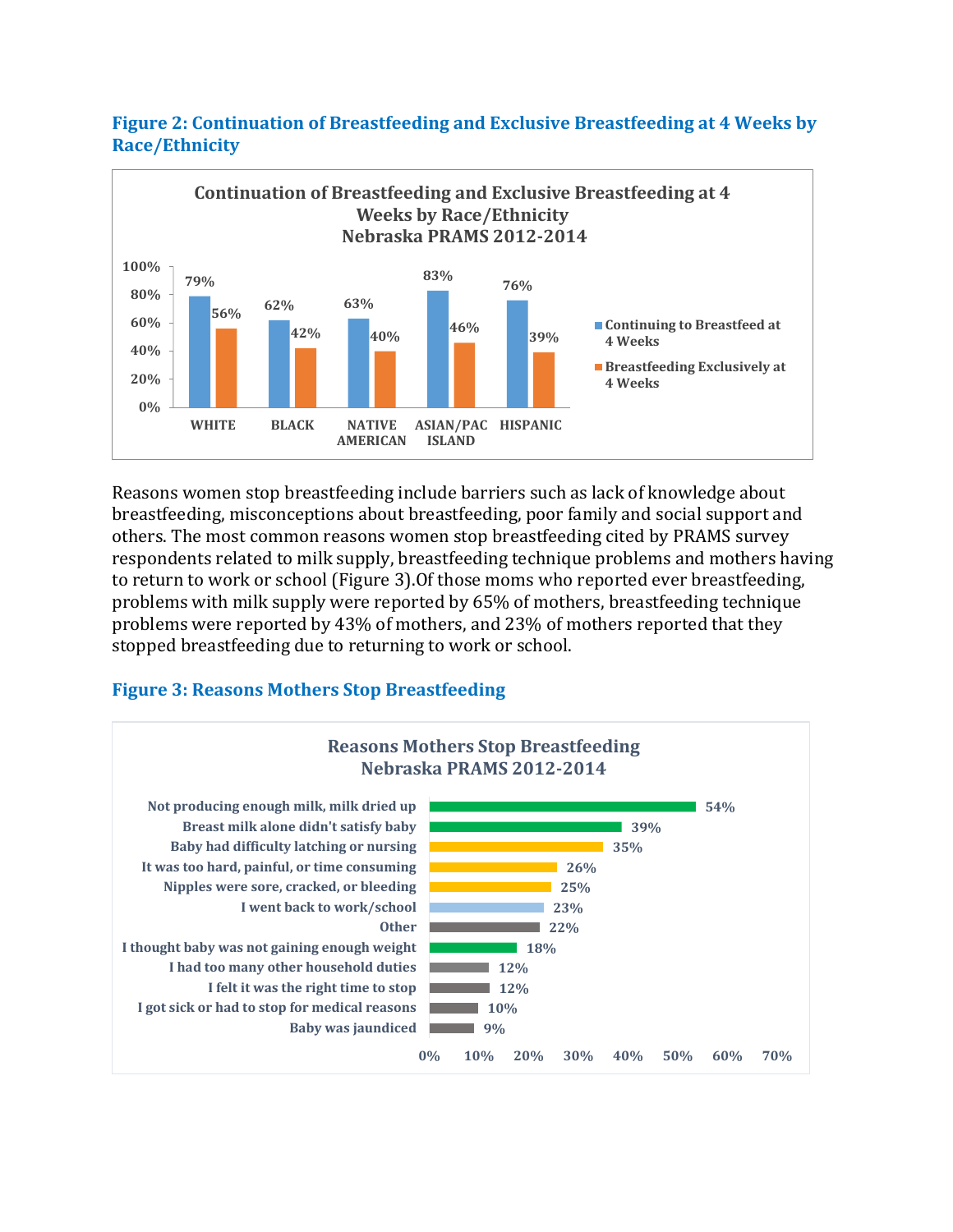### Figure 2: Continuation of Breastfeeding and Exclusive Breastfeeding at 4 Weeks by Race/Ethnicity

**Continuation of Breastfeeding and Exclusive Breastfeeding at 4 Weeks by Race/Ethnicity**
**Nebraska PRAMS 2012-2014**

| Race/Ethnicity | Continuing to Breastfeed at 4 Weeks | Breastfeeding Exclusively at 4 Weeks |
| --- | --- | --- |
| WHITE | 79% | 56% |
| BLACK | 62% | 42% |
| NATIVE AMERICAN | 63% | 40% |
| ASIAN/PAC ISLAND | 83% | 46% |
| HISPANIC | 76% | 39% |

Reasons women stop breastfeeding include barriers such as lack of knowledge about breastfeeding, misconceptions about breastfeeding, poor family and social support and others. The most common reasons women stop breastfeeding cited by PRAMS survey respondents related to milk supply, breastfeeding technique problems and mothers having to return to work or school (Figure 3).Of those moms who reported ever breastfeeding, problems with milk supply were reported by 65% of mothers, breastfeeding technique problems were reported by 43% of mothers, and 23% of mothers reported that they stopped breastfeeding due to returning to work or school.

### Figure 3: Reasons Mothers Stop Breastfeeding

**Reasons Mothers Stop Breastfeeding**
**Nebraska PRAMS 2012-2014**

| Reason | Percent |
| --- | --- |
| Not producing enough milk, milk dried up | 54% |
| Breast milk alone didn't satisfy baby | 39% |
| Baby had difficulty latching or nursing | 35% |
| It was too hard, painful, or time consuming | 26% |
| Nipples were sore, cracked, or bleeding | 25% |
| I went back to work/school | 23% |
| Other | 22% |
| I thought baby was not gaining enough weight | 18% |
| I had too many other household duties | 12% |
| I felt it was the right time to stop | 12% |
| I got sick or had to stop for medical reasons | 10% |
| Baby was jaundiced | 9% |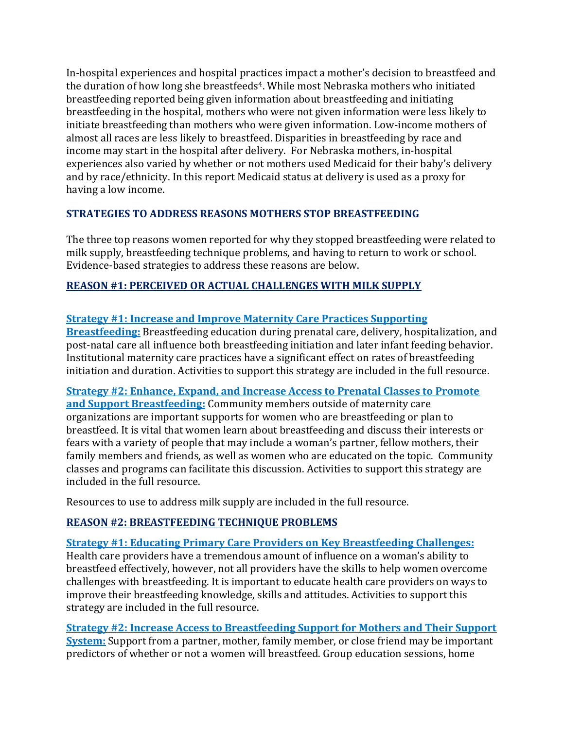In-hospital experiences and hospital practices impact a mother's decision to breastfeed and the duration of how long she breastfeeds[4]. While most Nebraska mothers who initiated breastfeeding reported being given information about breastfeeding and initiating breastfeeding in the hospital, mothers who were not given information were less likely to initiate breastfeeding than mothers who were given information. Low-income mothers of almost all races are less likely to breastfeed. Disparities in breastfeeding by race and income may start in the hospital after delivery. For Nebraska mothers, in-hospital experiences also varied by whether or not mothers used Medicaid for their baby's delivery and by race/ethnicity. In this report Medicaid status at delivery is used as a proxy for having a low income.

## STRATEGIES TO ADDRESS REASONS MOTHERS STOP BREASTFEEDING

The three top reasons women reported for why they stopped breastfeeding were related to milk supply, breastfeeding technique problems, and having to return to work or school. Evidence-based strategies to address these reasons are below.

### REASON #1: PERCEIVED OR ACTUAL CHALLENGES WITH MILK SUPPLY

**Strategy #1: Increase and Improve Maternity Care Practices Supporting Breastfeeding:** Breastfeeding education during prenatal care, delivery, hospitalization, and post-natal care all influence both breastfeeding initiation and later infant feeding behavior. Institutional maternity care practices have a significant effect on rates of breastfeeding initiation and duration. Activities to support this strategy are included in the full resource.

**Strategy #2: Enhance, Expand, and Increase Access to Prenatal Classes to Promote and Support Breastfeeding:** Community members outside of maternity care organizations are important supports for women who are breastfeeding or plan to breastfeed. It is vital that women learn about breastfeeding and discuss their interests or fears with a variety of people that may include a woman's partner, fellow mothers, their family members and friends, as well as women who are educated on the topic. Community classes and programs can facilitate this discussion. Activities to support this strategy are included in the full resource.

Resources to use to address milk supply are included in the full resource.

### REASON #2: BREASTFEEDING TECHNIQUE PROBLEMS

**Strategy #1: Educating Primary Care Providers on Key Breastfeeding Challenges:** Health care providers have a tremendous amount of influence on a woman's ability to breastfeed effectively, however, not all providers have the skills to help women overcome challenges with breastfeeding. It is important to educate health care providers on ways to improve their breastfeeding knowledge, skills and attitudes. Activities to support this strategy are included in the full resource.

**Strategy #2: Increase Access to Breastfeeding Support for Mothers and Their Support System:** Support from a partner, mother, family member, or close friend may be important predictors of whether or not a women will breastfeed. Group education sessions, home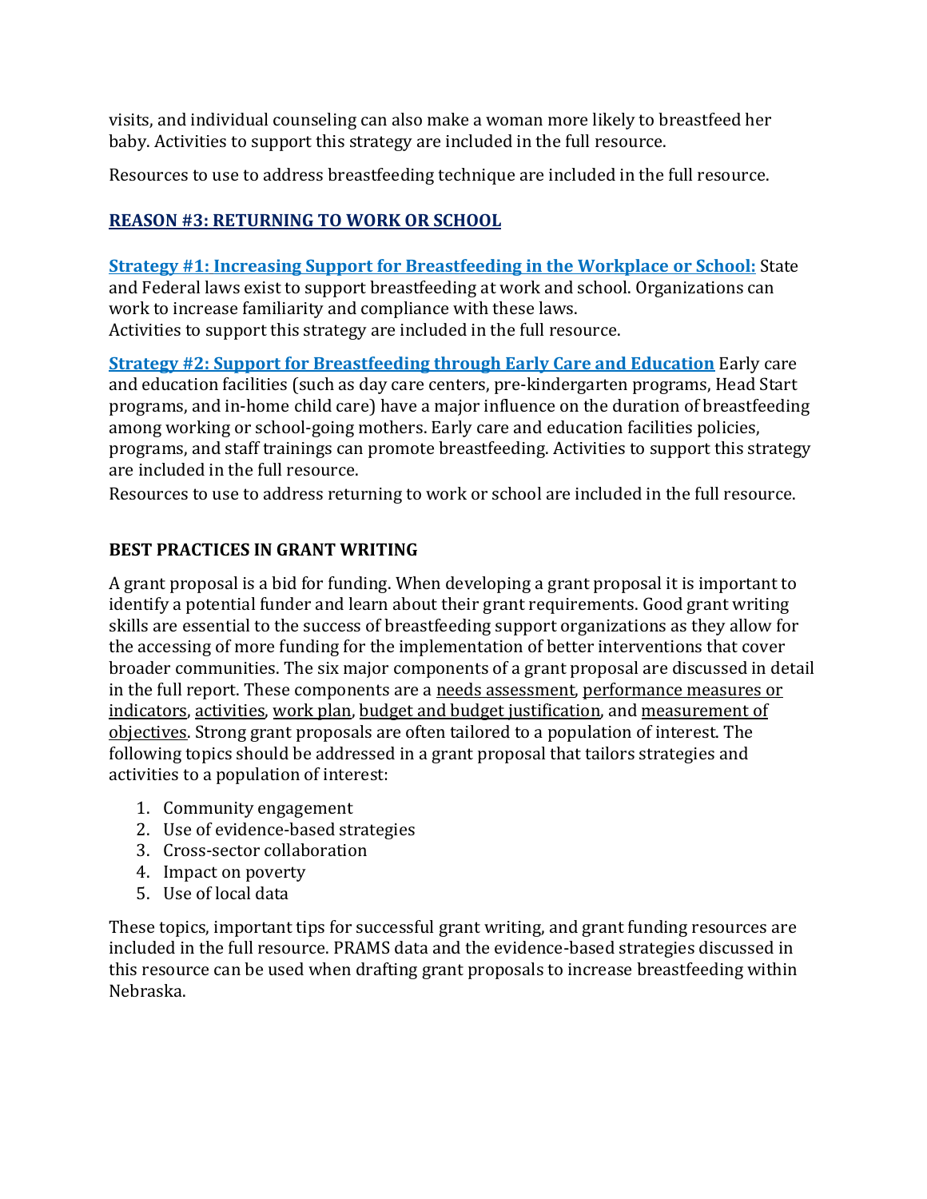visits, and individual counseling can also make a woman more likely to breastfeed her baby. Activities to support this strategy are included in the full resource.

Resources to use to address breastfeeding technique are included in the full resource.

### REASON #3: RETURNING TO WORK OR SCHOOL

**Strategy #1: Increasing Support for Breastfeeding in the Workplace or School:** State and Federal laws exist to support breastfeeding at work and school. Organizations can work to increase familiarity and compliance with these laws.
Activities to support this strategy are included in the full resource.

**Strategy #2: Support for Breastfeeding through Early Care and Education** Early care and education facilities (such as day care centers, pre-kindergarten programs, Head Start programs, and in-home child care) have a major influence on the duration of breastfeeding among working or school-going mothers. Early care and education facilities policies, programs, and staff trainings can promote breastfeeding. Activities to support this strategy are included in the full resource.
Resources to use to address returning to work or school are included in the full resource.

### BEST PRACTICES IN GRANT WRITING

A grant proposal is a bid for funding. When developing a grant proposal it is important to identify a potential funder and learn about their grant requirements. Good grant writing skills are essential to the success of breastfeeding support organizations as they allow for the accessing of more funding for the implementation of better interventions that cover broader communities. The six major components of a grant proposal are discussed in detail in the full report. These components are a needs assessment, performance measures or indicators, activities, work plan, budget and budget justification, and measurement of objectives. Strong grant proposals are often tailored to a population of interest. The following topics should be addressed in a grant proposal that tailors strategies and activities to a population of interest:

1. Community engagement
2. Use of evidence-based strategies
3. Cross-sector collaboration
4. Impact on poverty
5. Use of local data

These topics, important tips for successful grant writing, and grant funding resources are included in the full resource. PRAMS data and the evidence-based strategies discussed in this resource can be used when drafting grant proposals to increase breastfeeding within Nebraska.